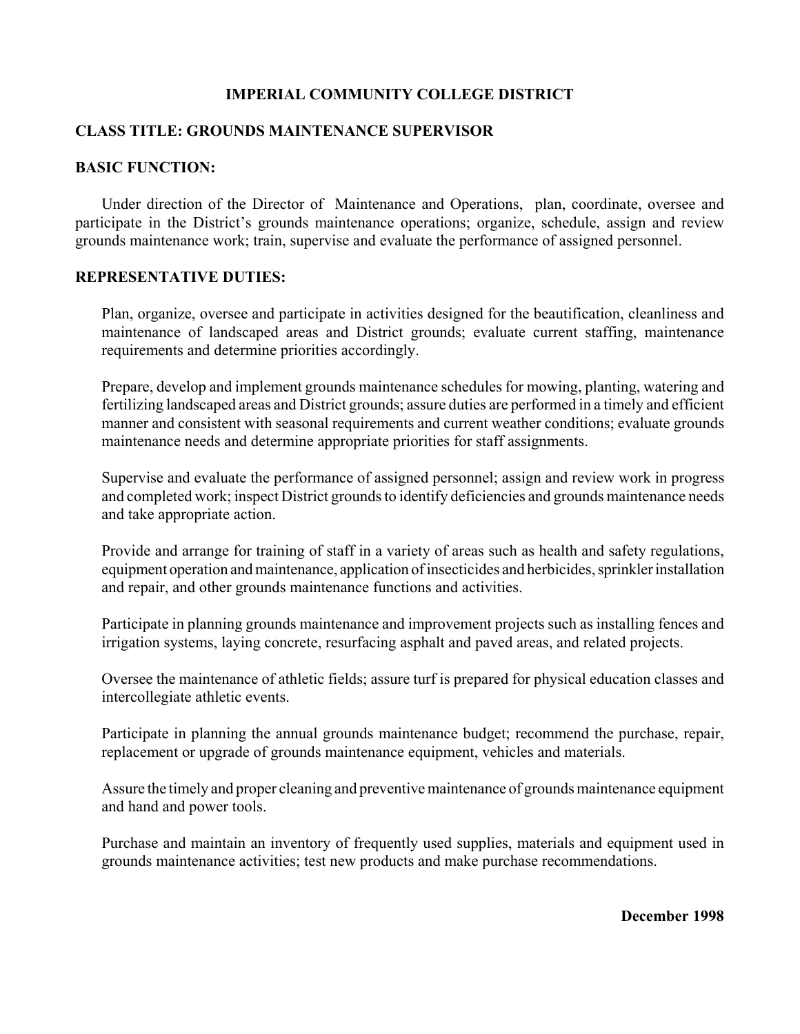# IMPERIAL COMMUNITY COLLEGE DISTRICT

## CLASS TITLE: GROUNDS MAINTENANCE SUPERVISOR

## BASIC FUNCTION:

Under direction of the Director of Maintenance and Operations, plan, coordinate, oversee and participate in the District's grounds maintenance operations; organize, schedule, assign and review grounds maintenance work; train, supervise and evaluate the performance of assigned personnel.

## REPRESENTATIVE DUTIES:

Plan, organize, oversee and participate in activities designed for the beautification, cleanliness and maintenance of landscaped areas and District grounds; evaluate current staffing, maintenance requirements and determine priorities accordingly.

Prepare, develop and implement grounds maintenance schedules for mowing, planting, watering and fertilizing landscaped areas and District grounds; assure duties are performed in a timely and efficient manner and consistent with seasonal requirements and current weather conditions; evaluate grounds maintenance needs and determine appropriate priorities for staff assignments.

Supervise and evaluate the performance of assigned personnel; assign and review work in progress and completed work; inspect District grounds to identify deficiencies and grounds maintenance needs and take appropriate action.

Provide and arrange for training of staff in a variety of areas such as health and safety regulations, equipment operation and maintenance, application of insecticides and herbicides, sprinkler installation and repair, and other grounds maintenance functions and activities.

Participate in planning grounds maintenance and improvement projects such as installing fences and irrigation systems, laying concrete, resurfacing asphalt and paved areas, and related projects.

Oversee the maintenance of athletic fields; assure turf is prepared for physical education classes and intercollegiate athletic events.

Participate in planning the annual grounds maintenance budget; recommend the purchase, repair, replacement or upgrade of grounds maintenance equipment, vehicles and materials.

Assure the timely and proper cleaning and preventive maintenance of grounds maintenance equipment and hand and power tools.

Purchase and maintain an inventory of frequently used supplies, materials and equipment used in grounds maintenance activities; test new products and make purchase recommendations.

**December 1998**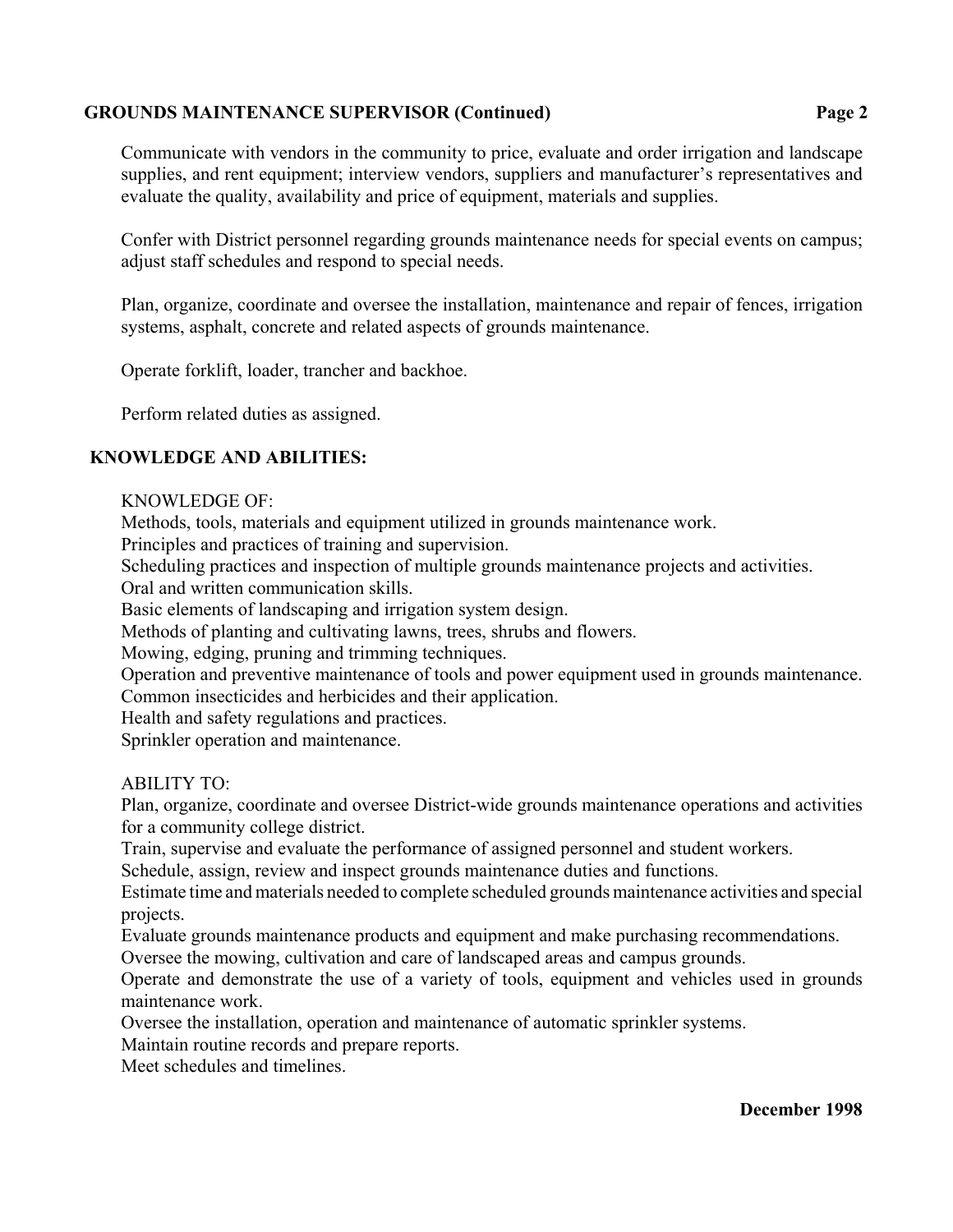Communicate with vendors in the community to price, evaluate and order irrigation and landscape supplies, and rent equipment; interview vendors, suppliers and manufacturer's representatives and evaluate the quality, availability and price of equipment, materials and supplies.

Confer with District personnel regarding grounds maintenance needs for special events on campus; adjust staff schedules and respond to special needs.

Plan, organize, coordinate and oversee the installation, maintenance and repair of fences, irrigation systems, asphalt, concrete and related aspects of grounds maintenance.

Operate forklift, loader, trancher and backhoe.

Perform related duties as assigned.

## KNOWLEDGE AND ABILITIES:

KNOWLEDGE OF:

Methods, tools, materials and equipment utilized in grounds maintenance work.
Principles and practices of training and supervision.
Scheduling practices and inspection of multiple grounds maintenance projects and activities.
Oral and written communication skills.
Basic elements of landscaping and irrigation system design.
Methods of planting and cultivating lawns, trees, shrubs and flowers.
Mowing, edging, pruning and trimming techniques.
Operation and preventive maintenance of tools and power equipment used in grounds maintenance.
Common insecticides and herbicides and their application.
Health and safety regulations and practices.
Sprinkler operation and maintenance.

ABILITY TO:

Plan, organize, coordinate and oversee District-wide grounds maintenance operations and activities for a community college district.
Train, supervise and evaluate the performance of assigned personnel and student workers.
Schedule, assign, review and inspect grounds maintenance duties and functions.
Estimate time and materials needed to complete scheduled grounds maintenance activities and special projects.
Evaluate grounds maintenance products and equipment and make purchasing recommendations.
Oversee the mowing, cultivation and care of landscaped areas and campus grounds.
Operate and demonstrate the use of a variety of tools, equipment and vehicles used in grounds maintenance work.
Oversee the installation, operation and maintenance of automatic sprinkler systems.
Maintain routine records and prepare reports.
Meet schedules and timelines.

**December 1998**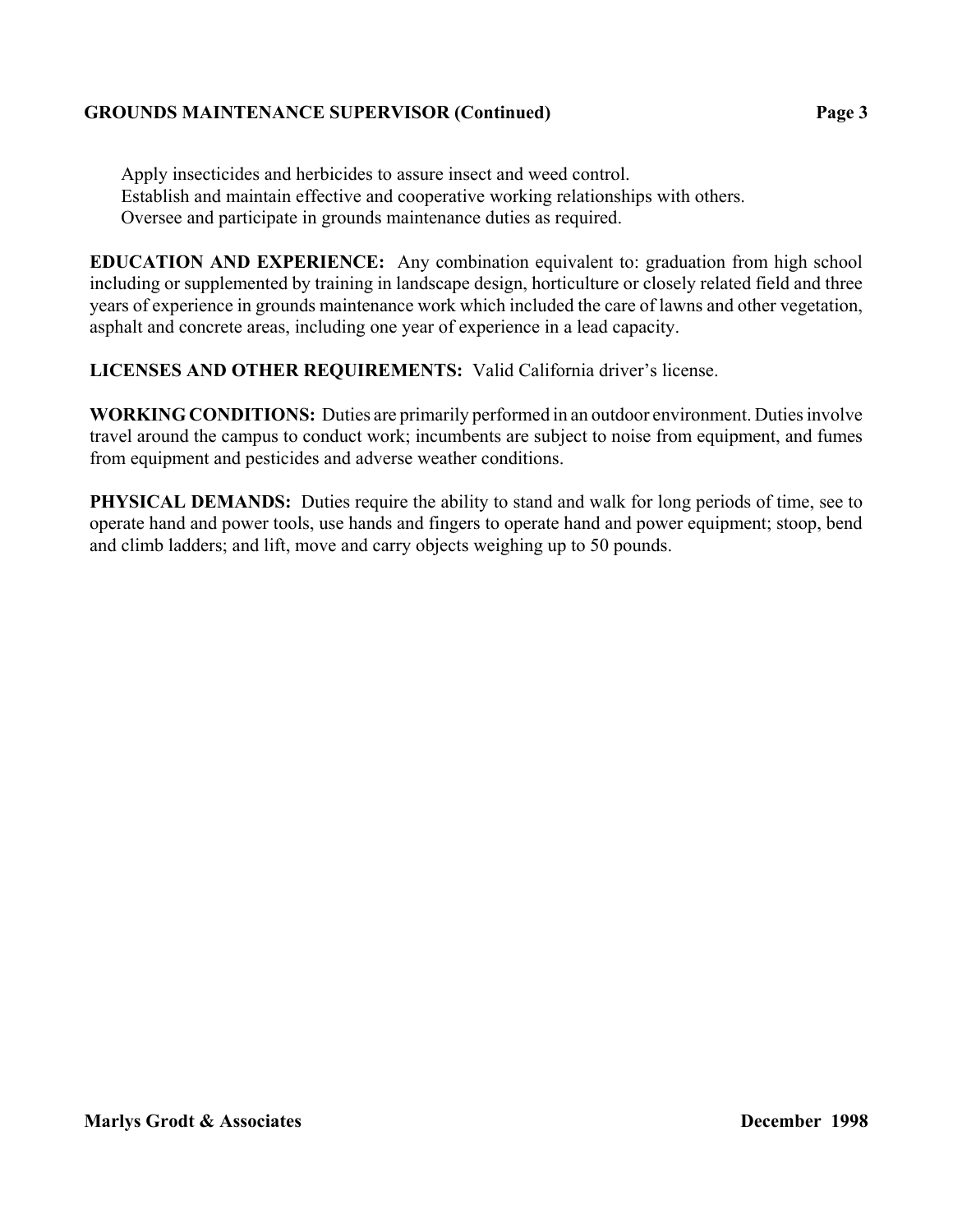Apply insecticides and herbicides to assure insect and weed control.
Establish and maintain effective and cooperative working relationships with others.
Oversee and participate in grounds maintenance duties as required.

**EDUCATION AND EXPERIENCE:** Any combination equivalent to: graduation from high school including or supplemented by training in landscape design, horticulture or closely related field and three years of experience in grounds maintenance work which included the care of lawns and other vegetation, asphalt and concrete areas, including one year of experience in a lead capacity.

**LICENSES AND OTHER REQUIREMENTS:** Valid California driver's license.

**WORKING CONDITIONS:** Duties are primarily performed in an outdoor environment. Duties involve travel around the campus to conduct work; incumbents are subject to noise from equipment, and fumes from equipment and pesticides and adverse weather conditions.

**PHYSICAL DEMANDS:** Duties require the ability to stand and walk for long periods of time, see to operate hand and power tools, use hands and fingers to operate hand and power equipment; stoop, bend and climb ladders; and lift, move and carry objects weighing up to 50 pounds.